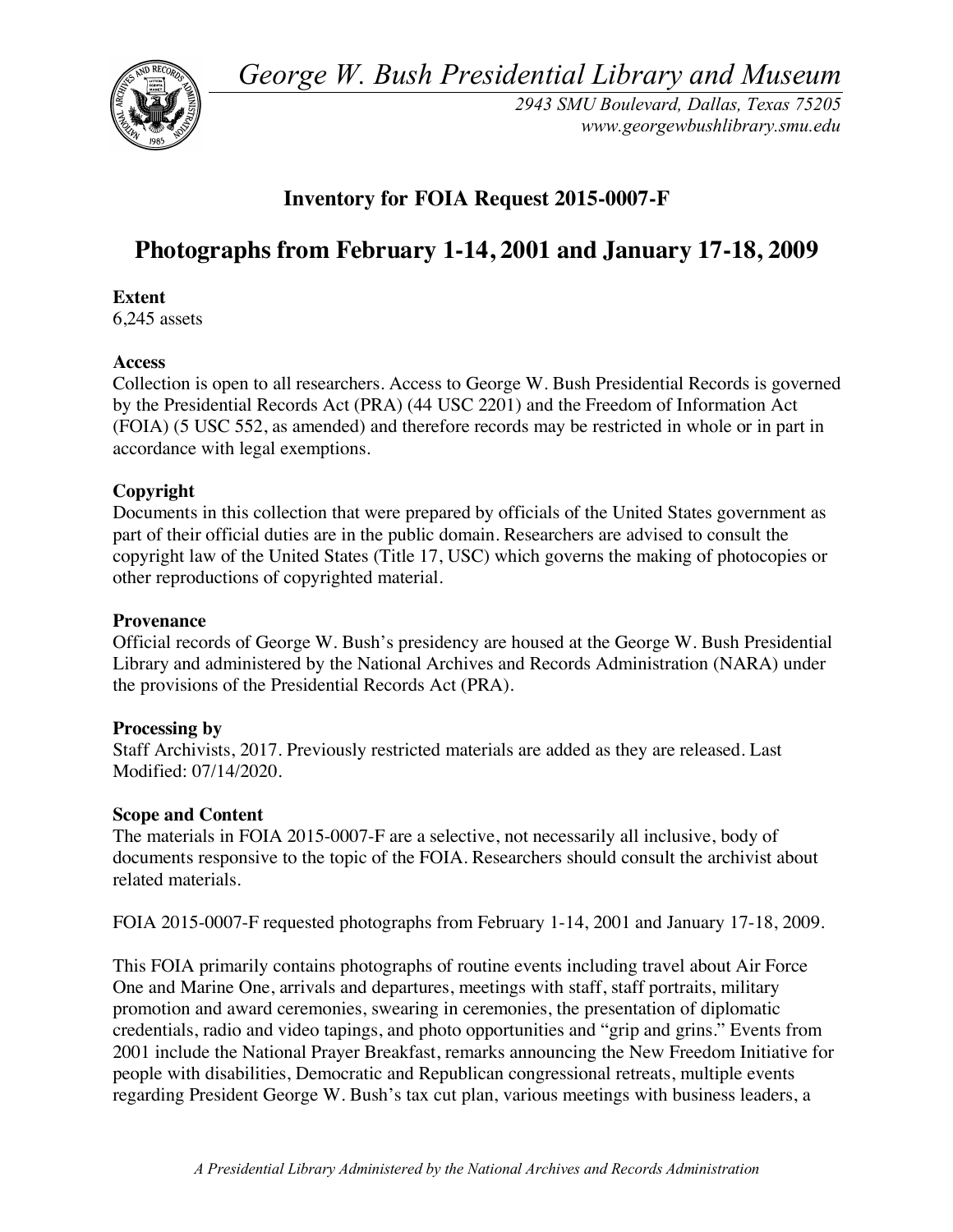*George W. Bush Presidential Library and Museum*

*2943 SMU Boulevard, Dallas, Texas 75205*
*www.georgewbushlibrary.smu.edu*

## Inventory for FOIA Request 2015-0007-F

# Photographs from February 1-14, 2001 and January 17-18, 2009

**Extent**
6,245 assets

**Access**
Collection is open to all researchers. Access to George W. Bush Presidential Records is governed by the Presidential Records Act (PRA) (44 USC 2201) and the Freedom of Information Act (FOIA) (5 USC 552, as amended) and therefore records may be restricted in whole or in part in accordance with legal exemptions.

**Copyright**
Documents in this collection that were prepared by officials of the United States government as part of their official duties are in the public domain. Researchers are advised to consult the copyright law of the United States (Title 17, USC) which governs the making of photocopies or other reproductions of copyrighted material.

**Provenance**
Official records of George W. Bush's presidency are housed at the George W. Bush Presidential Library and administered by the National Archives and Records Administration (NARA) under the provisions of the Presidential Records Act (PRA).

**Processing by**
Staff Archivists, 2017. Previously restricted materials are added as they are released. Last Modified: 07/14/2020.

**Scope and Content**
The materials in FOIA 2015-0007-F are a selective, not necessarily all inclusive, body of documents responsive to the topic of the FOIA. Researchers should consult the archivist about related materials.

FOIA 2015-0007-F requested photographs from February 1-14, 2001 and January 17-18, 2009.

This FOIA primarily contains photographs of routine events including travel about Air Force One and Marine One, arrivals and departures, meetings with staff, staff portraits, military promotion and award ceremonies, swearing in ceremonies, the presentation of diplomatic credentials, radio and video tapings, and photo opportunities and "grip and grins." Events from 2001 include the National Prayer Breakfast, remarks announcing the New Freedom Initiative for people with disabilities, Democratic and Republican congressional retreats, multiple events regarding President George W. Bush's tax cut plan, various meetings with business leaders, a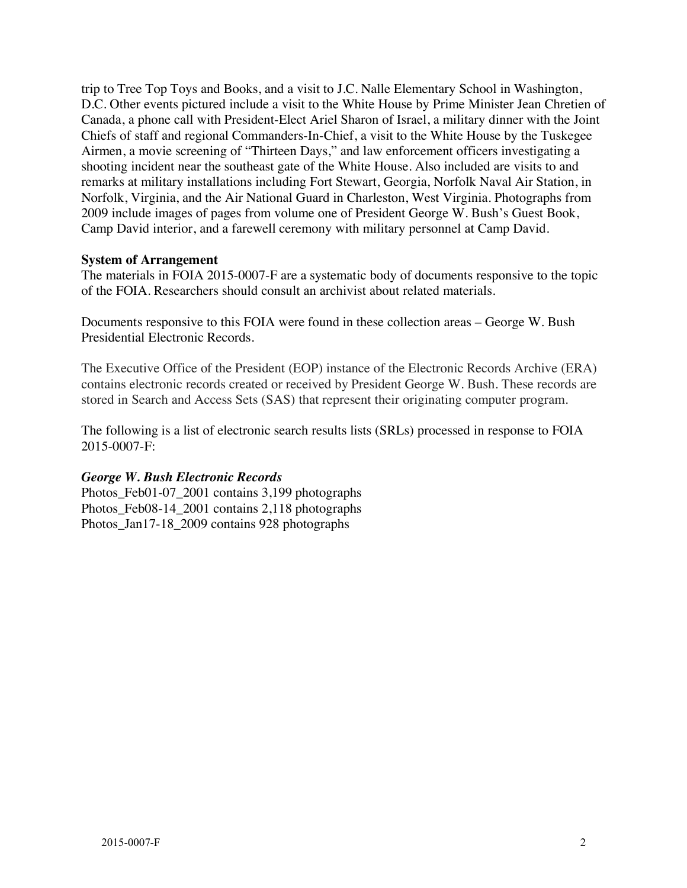trip to Tree Top Toys and Books, and a visit to J.C. Nalle Elementary School in Washington, D.C. Other events pictured include a visit to the White House by Prime Minister Jean Chretien of Canada, a phone call with President-Elect Ariel Sharon of Israel, a military dinner with the Joint Chiefs of staff and regional Commanders-In-Chief, a visit to the White House by the Tuskegee Airmen, a movie screening of "Thirteen Days," and law enforcement officers investigating a shooting incident near the southeast gate of the White House. Also included are visits to and remarks at military installations including Fort Stewart, Georgia, Norfolk Naval Air Station, in Norfolk, Virginia, and the Air National Guard in Charleston, West Virginia. Photographs from 2009 include images of pages from volume one of President George W. Bush's Guest Book, Camp David interior, and a farewell ceremony with military personnel at Camp David.

**System of Arrangement**

The materials in FOIA 2015-0007-F are a systematic body of documents responsive to the topic of the FOIA. Researchers should consult an archivist about related materials.

Documents responsive to this FOIA were found in these collection areas – George W. Bush Presidential Electronic Records.

The Executive Office of the President (EOP) instance of the Electronic Records Archive (ERA) contains electronic records created or received by President George W. Bush. These records are stored in Search and Access Sets (SAS) that represent their originating computer program.

The following is a list of electronic search results lists (SRLs) processed in response to FOIA 2015-0007-F:

***George W. Bush Electronic Records***

Photos_Feb01-07_2001 contains 3,199 photographs
Photos_Feb08-14_2001 contains 2,118 photographs
Photos_Jan17-18_2009 contains 928 photographs